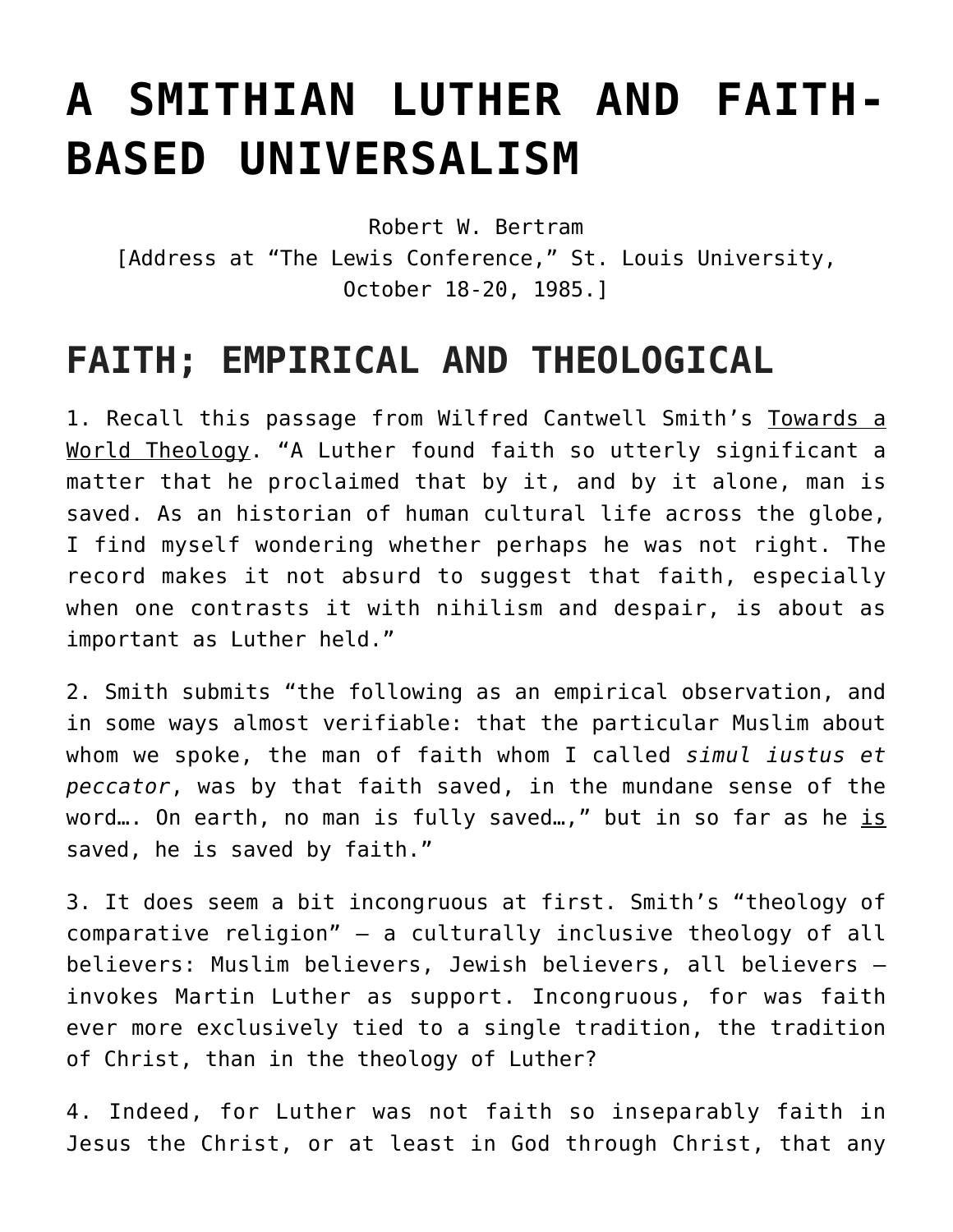# A SMITHIAN LUTHER AND FAITH-BASED UNIVERSALISM

Robert W. Bertram
[Address at "The Lewis Conference," St. Louis University, October 18-20, 1985.]

## FAITH; EMPIRICAL AND THEOLOGICAL

1. Recall this passage from Wilfred Cantwell Smith's Towards a World Theology. "A Luther found faith so utterly significant a matter that he proclaimed that by it, and by it alone, man is saved. As an historian of human cultural life across the globe, I find myself wondering whether perhaps he was not right. The record makes it not absurd to suggest that faith, especially when one contrasts it with nihilism and despair, is about as important as Luther held."

2. Smith submits "the following as an empirical observation, and in some ways almost verifiable: that the particular Muslim about whom we spoke, the man of faith whom I called *simul iustus et peccator*, was by that faith saved, in the mundane sense of the word…. On earth, no man is fully saved…," but in so far as he is saved, he is saved by faith."

3. It does seem a bit incongruous at first. Smith's "theology of comparative religion" – a culturally inclusive theology of all believers: Muslim believers, Jewish believers, all believers – invokes Martin Luther as support. Incongruous, for was faith ever more exclusively tied to a single tradition, the tradition of Christ, than in the theology of Luther?

4. Indeed, for Luther was not faith so inseparably faith in Jesus the Christ, or at least in God through Christ, that any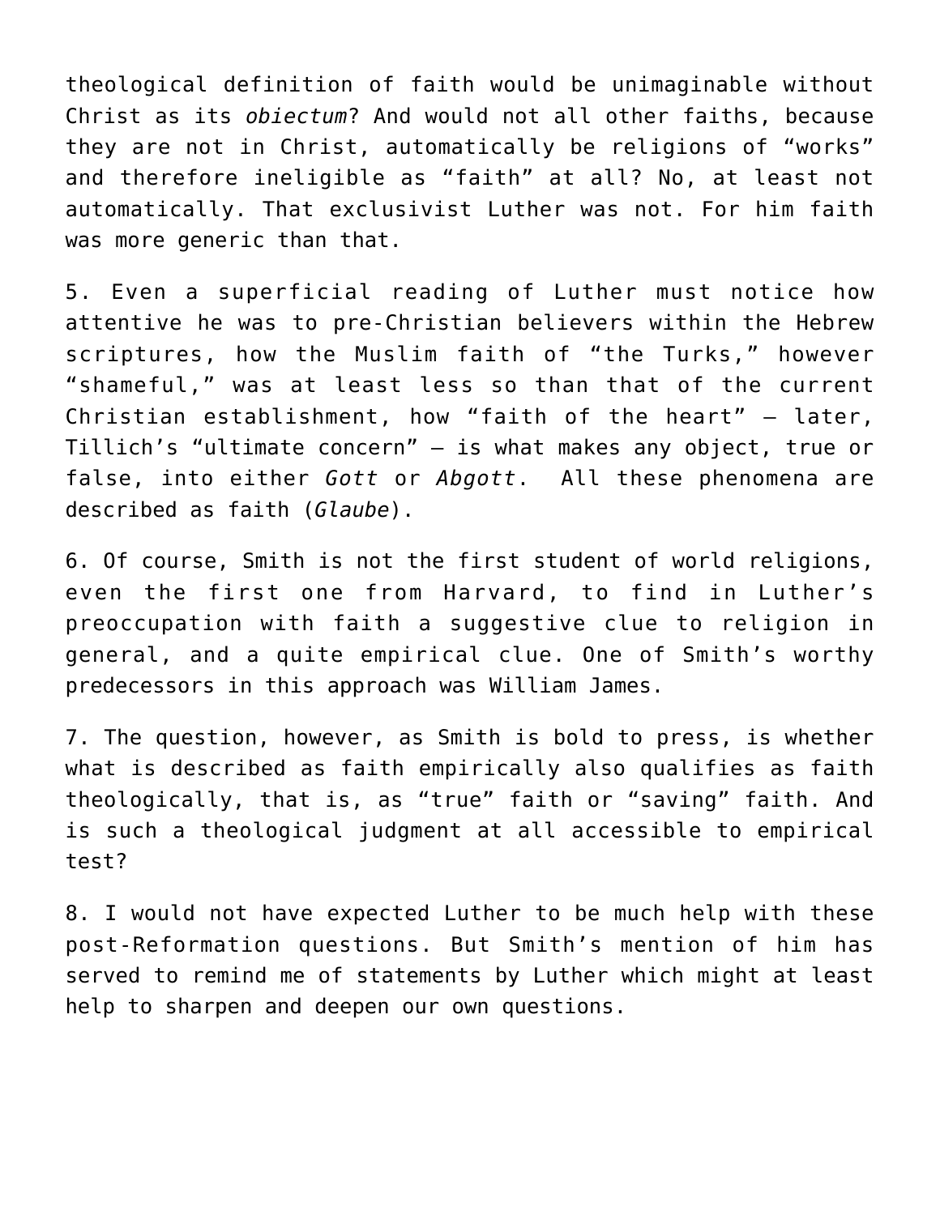theological definition of faith would be unimaginable without Christ as its *obiectum*? And would not all other faiths, because they are not in Christ, automatically be religions of "works" and therefore ineligible as "faith" at all? No, at least not automatically. That exclusivist Luther was not. For him faith was more generic than that.

5. Even a superficial reading of Luther must notice how attentive he was to pre-Christian believers within the Hebrew scriptures, how the Muslim faith of "the Turks," however "shameful," was at least less so than that of the current Christian establishment, how "faith of the heart" — later, Tillich's "ultimate concern" — is what makes any object, true or false, into either *Gott* or *Abgott*. All these phenomena are described as faith (*Glaube*).

6. Of course, Smith is not the first student of world religions, even the first one from Harvard, to find in Luther's preoccupation with faith a suggestive clue to religion in general, and a quite empirical clue. One of Smith's worthy predecessors in this approach was William James.

7. The question, however, as Smith is bold to press, is whether what is described as faith empirically also qualifies as faith theologically, that is, as "true" faith or "saving" faith. And is such a theological judgment at all accessible to empirical test?

8. I would not have expected Luther to be much help with these post-Reformation questions. But Smith's mention of him has served to remind me of statements by Luther which might at least help to sharpen and deepen our own questions.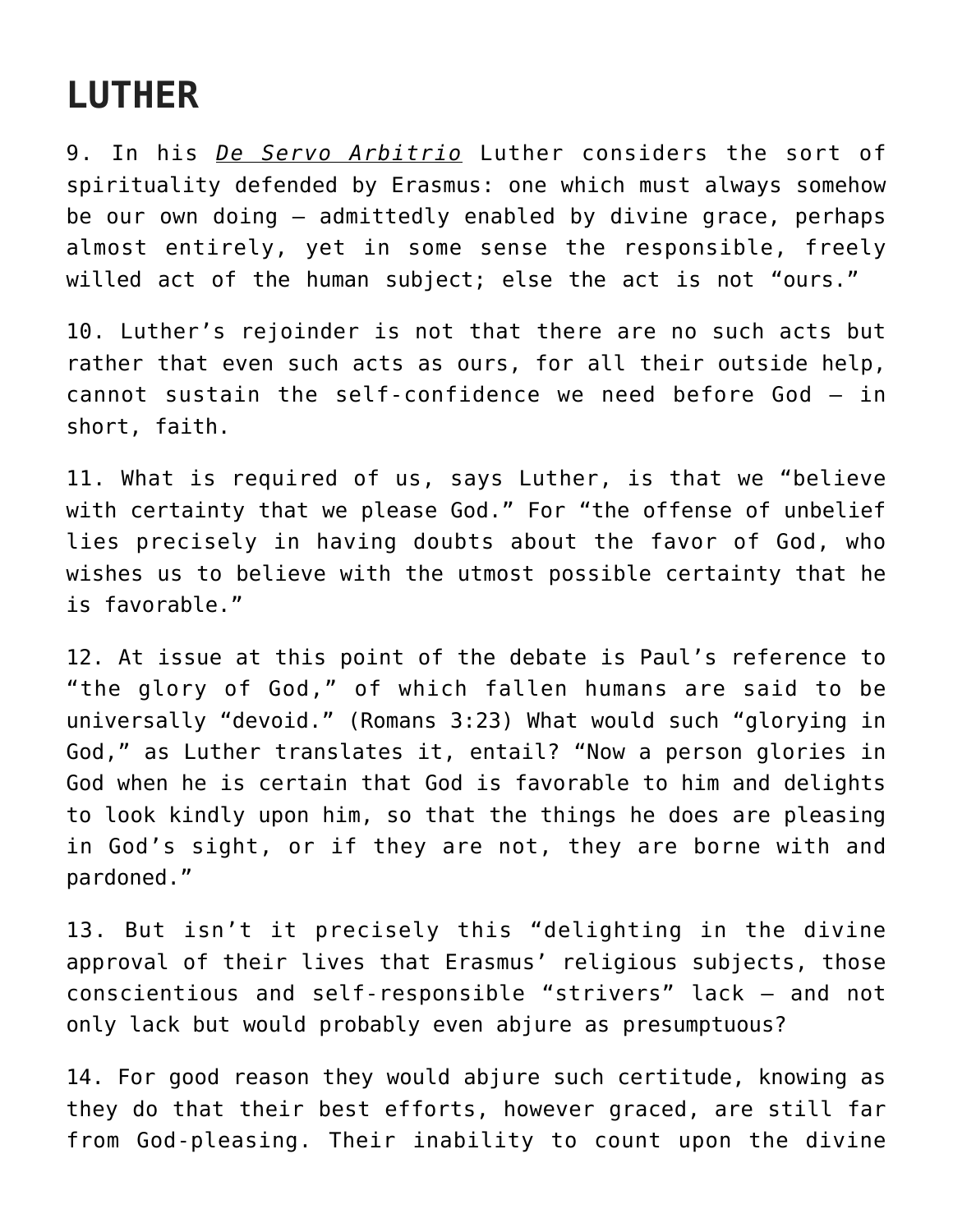## LUTHER

9. In his *De Servo Arbitrio* Luther considers the sort of spirituality defended by Erasmus: one which must always somehow be our own doing – admittedly enabled by divine grace, perhaps almost entirely, yet in some sense the responsible, freely willed act of the human subject; else the act is not "ours."

10. Luther's rejoinder is not that there are no such acts but rather that even such acts as ours, for all their outside help, cannot sustain the self-confidence we need before God – in short, faith.

11. What is required of us, says Luther, is that we "believe with certainty that we please God." For "the offense of unbelief lies precisely in having doubts about the favor of God, who wishes us to believe with the utmost possible certainty that he is favorable."

12. At issue at this point of the debate is Paul's reference to "the glory of God," of which fallen humans are said to be universally "devoid." (Romans 3:23) What would such "glorying in God," as Luther translates it, entail? "Now a person glories in God when he is certain that God is favorable to him and delights to look kindly upon him, so that the things he does are pleasing in God's sight, or if they are not, they are borne with and pardoned."

13. But isn't it precisely this "delighting in the divine approval of their lives that Erasmus' religious subjects, those conscientious and self-responsible "strivers" lack – and not only lack but would probably even abjure as presumptuous?

14. For good reason they would abjure such certitude, knowing as they do that their best efforts, however graced, are still far from God-pleasing. Their inability to count upon the divine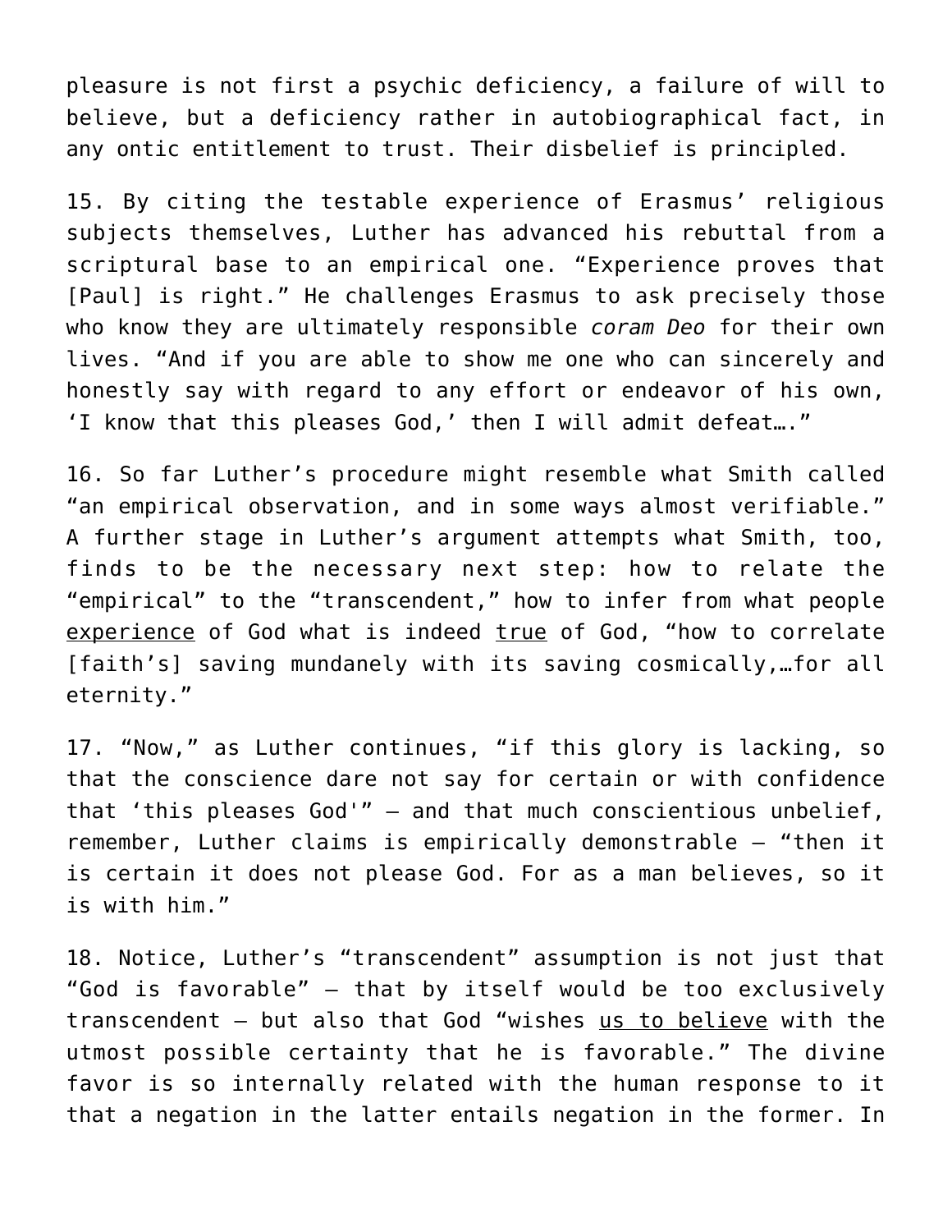pleasure is not first a psychic deficiency, a failure of will to believe, but a deficiency rather in autobiographical fact, in any ontic entitlement to trust. Their disbelief is principled.

15. By citing the testable experience of Erasmus' religious subjects themselves, Luther has advanced his rebuttal from a scriptural base to an empirical one. "Experience proves that [Paul] is right." He challenges Erasmus to ask precisely those who know they are ultimately responsible *coram Deo* for their own lives. "And if you are able to show me one who can sincerely and honestly say with regard to any effort or endeavor of his own, 'I know that this pleases God,' then I will admit defeat…."

16. So far Luther's procedure might resemble what Smith called "an empirical observation, and in some ways almost verifiable." A further stage in Luther's argument attempts what Smith, too, finds to be the necessary next step: how to relate the "empirical" to the "transcendent," how to infer from what people <u>experience</u> of God what is indeed <u>true</u> of God, "how to correlate [faith's] saving mundanely with its saving cosmically,…for all eternity."

17. "Now," as Luther continues, "if this glory is lacking, so that the conscience dare not say for certain or with confidence that 'this pleases God'" – and that much conscientious unbelief, remember, Luther claims is empirically demonstrable – "then it is certain it does not please God. For as a man believes, so it is with him."

18. Notice, Luther's "transcendent" assumption is not just that "God is favorable" – that by itself would be too exclusively transcendent – but also that God "wishes <u>us to believe</u> with the utmost possible certainty that he is favorable." The divine favor is so internally related with the human response to it that a negation in the latter entails negation in the former. In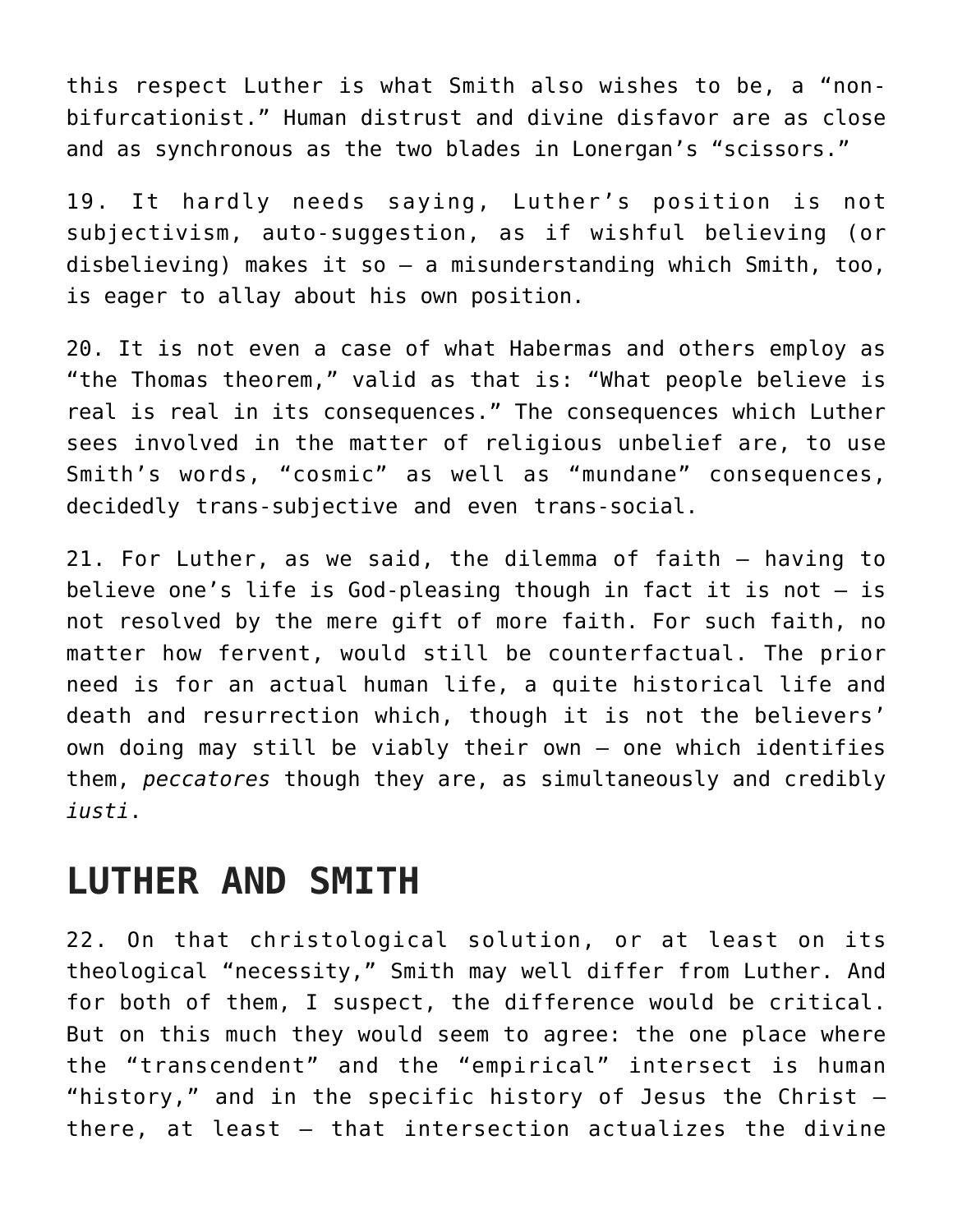this respect Luther is what Smith also wishes to be, a "non-bifurcationist." Human distrust and divine disfavor are as close and as synchronous as the two blades in Lonergan's "scissors."

19. It hardly needs saying, Luther's position is not subjectivism, auto-suggestion, as if wishful believing (or disbelieving) makes it so – a misunderstanding which Smith, too, is eager to allay about his own position.

20. It is not even a case of what Habermas and others employ as "the Thomas theorem," valid as that is: "What people believe is real is real in its consequences." The consequences which Luther sees involved in the matter of religious unbelief are, to use Smith's words, "cosmic" as well as "mundane" consequences, decidedly trans-subjective and even trans-social.

21. For Luther, as we said, the dilemma of faith – having to believe one's life is God-pleasing though in fact it is not – is not resolved by the mere gift of more faith. For such faith, no matter how fervent, would still be counterfactual. The prior need is for an actual human life, a quite historical life and death and resurrection which, though it is not the believers' own doing may still be viably their own – one which identifies them, *peccatores* though they are, as simultaneously and credibly *iusti*.

## LUTHER AND SMITH

22. On that christological solution, or at least on its theological "necessity," Smith may well differ from Luther. And for both of them, I suspect, the difference would be critical. But on this much they would seem to agree: the one place where the "transcendent" and the "empirical" intersect is human "history," and in the specific history of Jesus the Christ – there, at least – that intersection actualizes the divine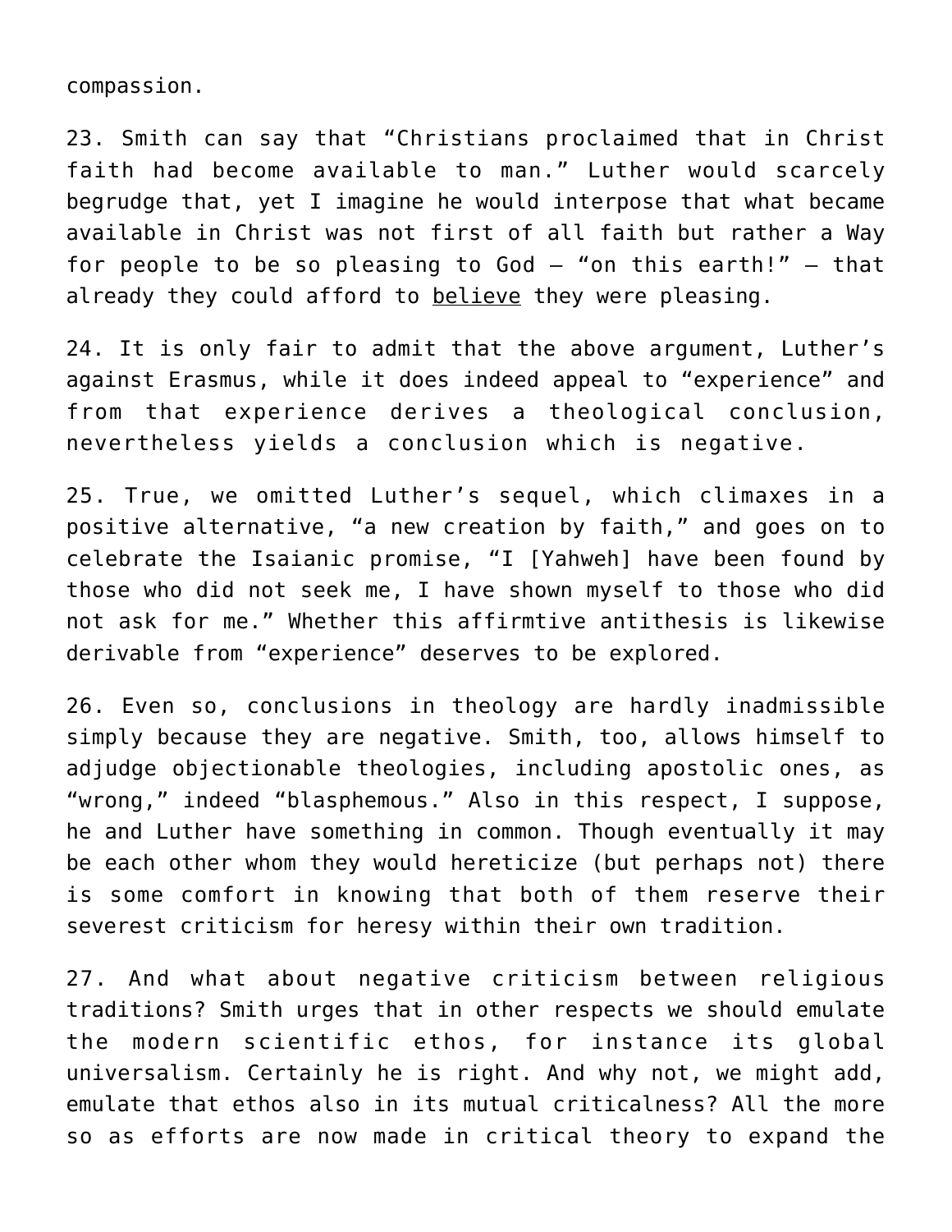compassion.

23. Smith can say that “Christians proclaimed that in Christ faith had become available to man.” Luther would scarcely begrudge that, yet I imagine he would interpose that what became available in Christ was not first of all faith but rather a Way for people to be so pleasing to God – “on this earth!” – that already they could afford to <u>believe</u> they were pleasing.

24. It is only fair to admit that the above argument, Luther’s against Erasmus, while it does indeed appeal to “experience” and from that experience derives a theological conclusion, nevertheless yields a conclusion which is negative.

25. True, we omitted Luther’s sequel, which climaxes in a positive alternative, “a new creation by faith,” and goes on to celebrate the Isaianic promise, “I [Yahweh] have been found by those who did not seek me, I have shown myself to those who did not ask for me.” Whether this affirmtive antithesis is likewise derivable from “experience” deserves to be explored.

26. Even so, conclusions in theology are hardly inadmissible simply because they are negative. Smith, too, allows himself to adjudge objectionable theologies, including apostolic ones, as “wrong,” indeed “blasphemous.” Also in this respect, I suppose, he and Luther have something in common. Though eventually it may be each other whom they would hereticize (but perhaps not) there is some comfort in knowing that both of them reserve their severest criticism for heresy within their own tradition.

27. And what about negative criticism between religious traditions? Smith urges that in other respects we should emulate the modern scientific ethos, for instance its global universalism. Certainly he is right. And why not, we might add, emulate that ethos also in its mutual criticalness? All the more so as efforts are now made in critical theory to expand the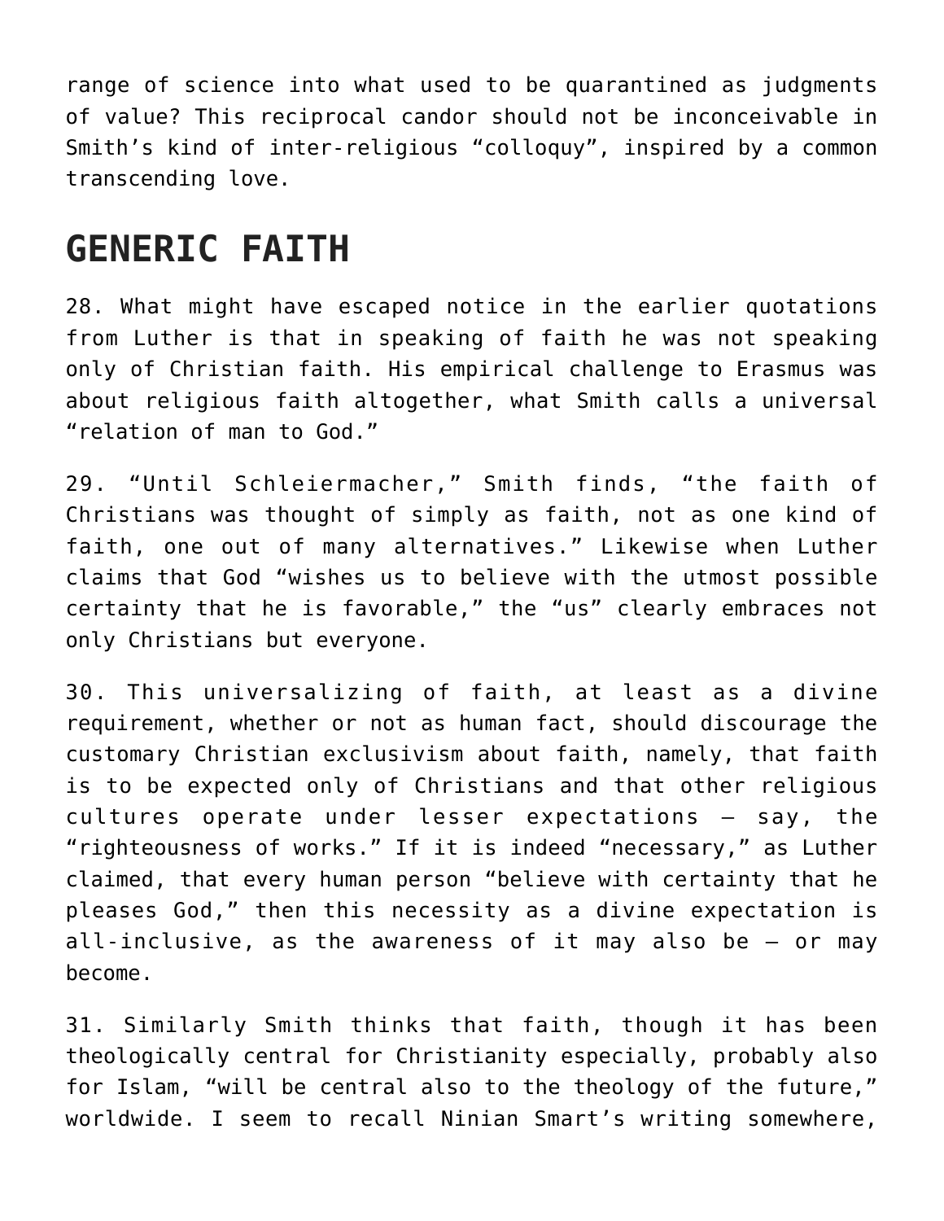range of science into what used to be quarantined as judgments of value? This reciprocal candor should not be inconceivable in Smith's kind of inter-religious "colloquy", inspired by a common transcending love.

## GENERIC FAITH

28. What might have escaped notice in the earlier quotations from Luther is that in speaking of faith he was not speaking only of Christian faith. His empirical challenge to Erasmus was about religious faith altogether, what Smith calls a universal "relation of man to God."

29. "Until Schleiermacher," Smith finds, "the faith of Christians was thought of simply as faith, not as one kind of faith, one out of many alternatives." Likewise when Luther claims that God "wishes us to believe with the utmost possible certainty that he is favorable," the "us" clearly embraces not only Christians but everyone.

30. This universalizing of faith, at least as a divine requirement, whether or not as human fact, should discourage the customary Christian exclusivism about faith, namely, that faith is to be expected only of Christians and that other religious cultures operate under lesser expectations – say, the "righteousness of works." If it is indeed "necessary," as Luther claimed, that every human person "believe with certainty that he pleases God," then this necessity as a divine expectation is all-inclusive, as the awareness of it may also be – or may become.

31. Similarly Smith thinks that faith, though it has been theologically central for Christianity especially, probably also for Islam, "will be central also to the theology of the future," worldwide. I seem to recall Ninian Smart's writing somewhere,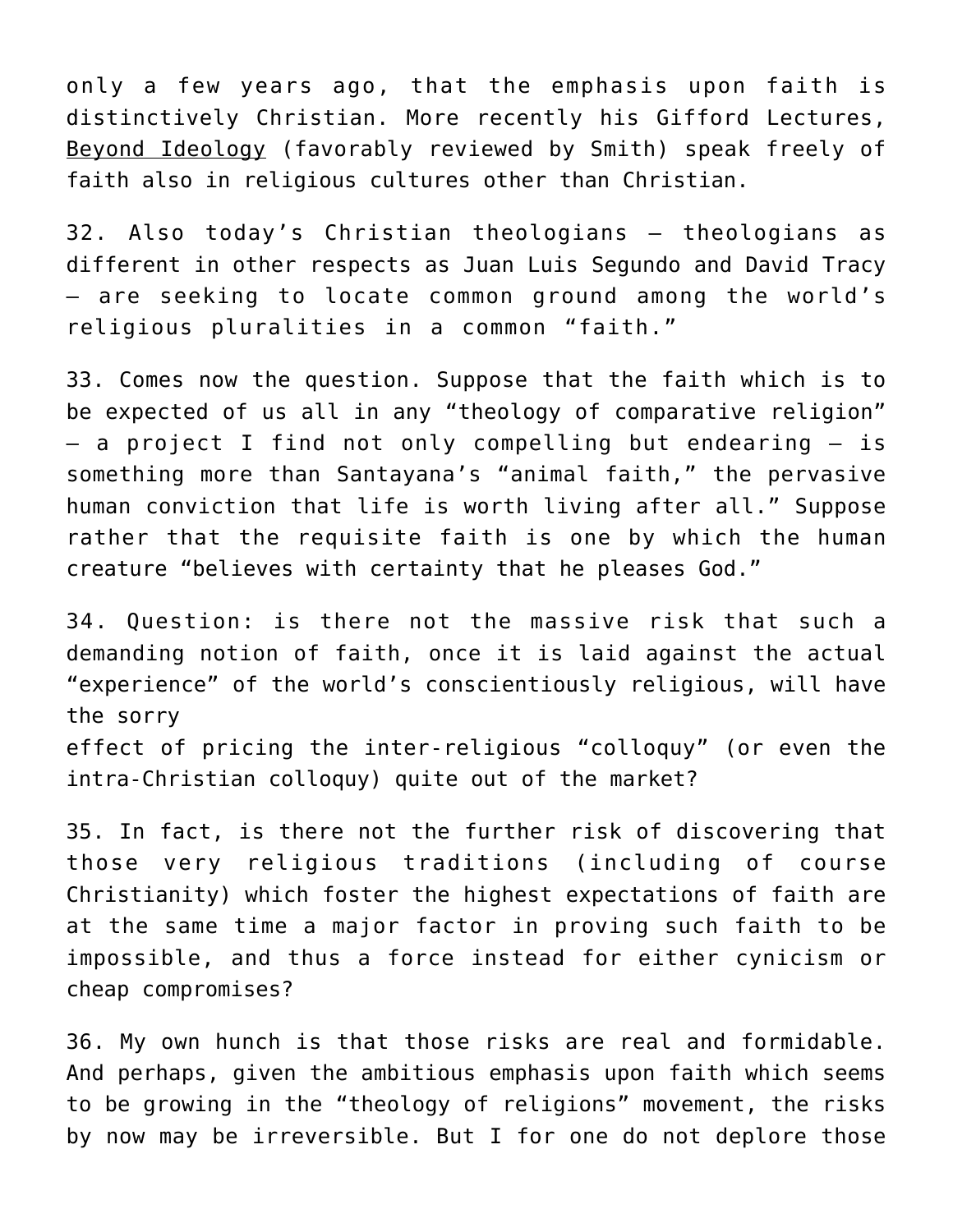only a few years ago, that the emphasis upon faith is distinctively Christian. More recently his Gifford Lectures, Beyond Ideology (favorably reviewed by Smith) speak freely of faith also in religious cultures other than Christian.

32. Also today's Christian theologians – theologians as different in other respects as Juan Luis Segundo and David Tracy – are seeking to locate common ground among the world's religious pluralities in a common "faith."

33. Comes now the question. Suppose that the faith which is to be expected of us all in any "theology of comparative religion" – a project I find not only compelling but endearing – is something more than Santayana's "animal faith," the pervasive human conviction that life is worth living after all." Suppose rather that the requisite faith is one by which the human creature "believes with certainty that he pleases God."

34. Question: is there not the massive risk that such a demanding notion of faith, once it is laid against the actual "experience" of the world's conscientiously religious, will have the sorry effect of pricing the inter-religious "colloquy" (or even the intra-Christian colloquy) quite out of the market?

35. In fact, is there not the further risk of discovering that those very religious traditions (including of course Christianity) which foster the highest expectations of faith are at the same time a major factor in proving such faith to be impossible, and thus a force instead for either cynicism or cheap compromises?

36. My own hunch is that those risks are real and formidable. And perhaps, given the ambitious emphasis upon faith which seems to be growing in the "theology of religions" movement, the risks by now may be irreversible. But I for one do not deplore those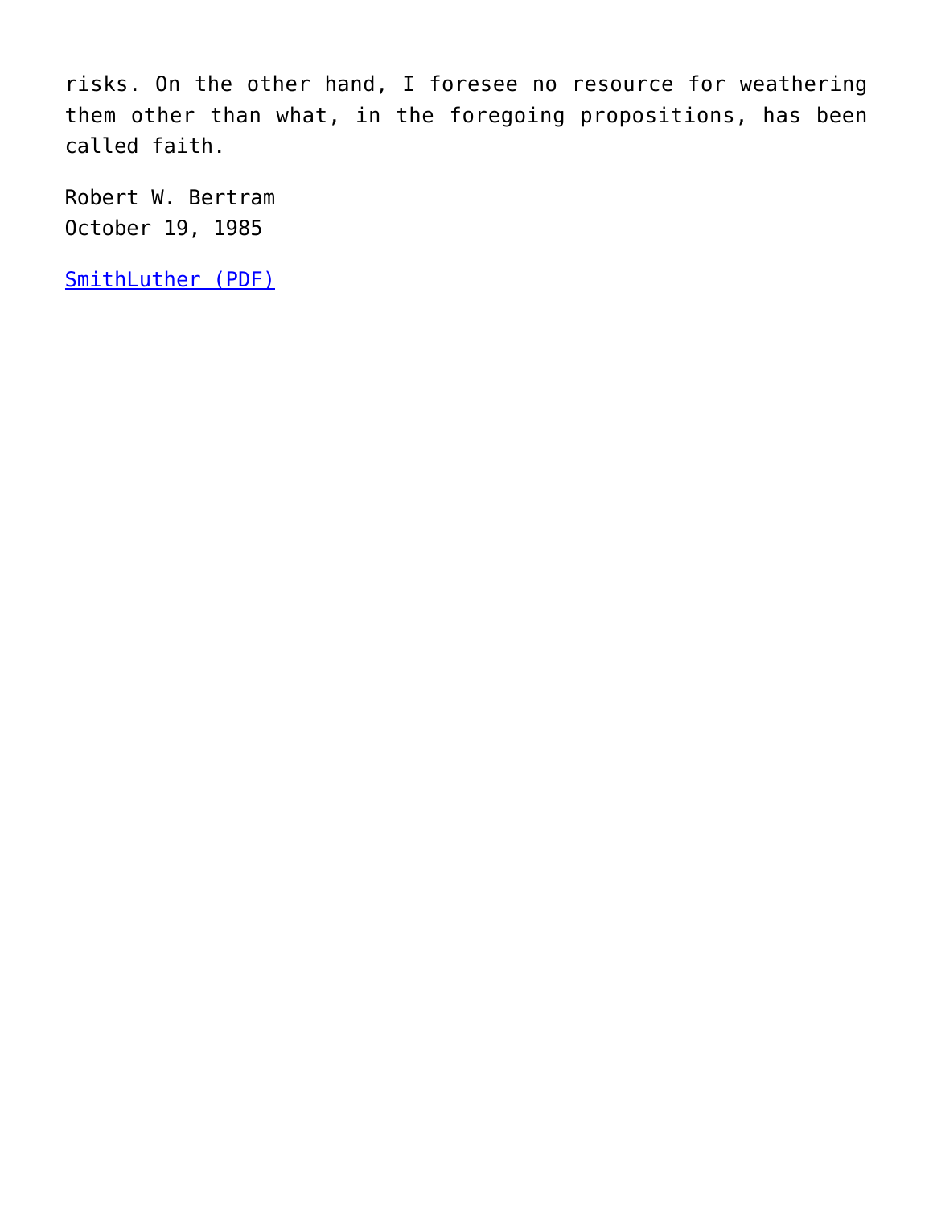risks. On the other hand, I foresee no resource for weathering them other than what, in the foregoing propositions, has been called faith.

Robert W. Bertram
October 19, 1985

SmithLuther (PDF)